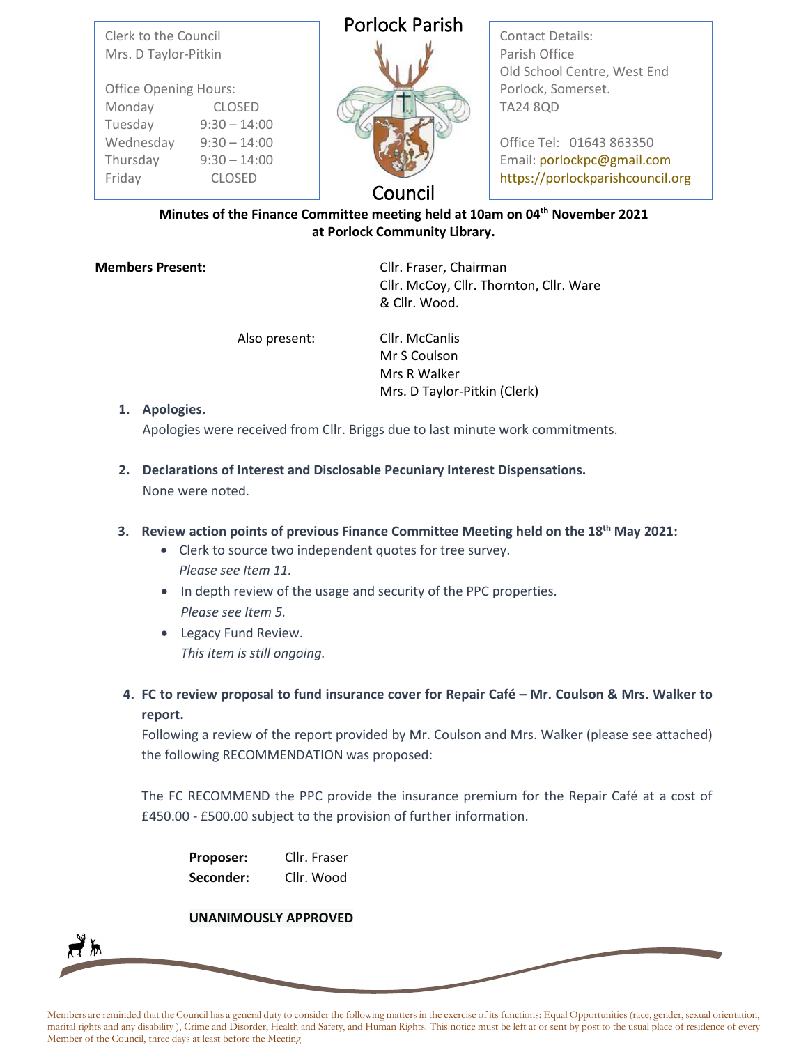Clerk to the Council
Mrs. D Taylor-Pitkin

Office Opening Hours:

| | |
|---|---|
| Monday | CLOSED |
| Tuesday | 9:30 – 14:00 |
| Wednesday | 9:30 – 14:00 |
| Thursday | 9:30 – 14:00 |
| Friday | CLOSED |

# Porlock Parish Council

Contact Details:
Parish Office
Old School Centre, West End
Porlock, Somerset.
TA24 8QD

Office Tel: 01643 863350
Email: porlockpc@gmail.com
https://porlockparishcouncil.org

**Minutes of the Finance Committee meeting held at 10am on 04th November 2021 at Porlock Community Library.**

**Members Present:** Cllr. Fraser, Chairman
Cllr. McCoy, Cllr. Thornton, Cllr. Ware & Cllr. Wood.

Also present: Cllr. McCanlis
Mr S Coulson
Mrs R Walker
Mrs. D Taylor-Pitkin (Clerk)

1. **Apologies.**
   Apologies were received from Cllr. Briggs due to last minute work commitments.

2. **Declarations of Interest and Disclosable Pecuniary Interest Dispensations.**
   None were noted.

3. **Review action points of previous Finance Committee Meeting held on the 18th May 2021:**
   - Clerk to source two independent quotes for tree survey.
     *Please see Item 11.*
   - In depth review of the usage and security of the PPC properties.
     *Please see Item 5.*
   - Legacy Fund Review.
     *This item is still ongoing.*

4. **FC to review proposal to fund insurance cover for Repair Café – Mr. Coulson & Mrs. Walker to report.**
   Following a review of the report provided by Mr. Coulson and Mrs. Walker (please see attached) the following RECOMMENDATION was proposed:

   The FC RECOMMEND the PPC provide the insurance premium for the Repair Café at a cost of £450.00 - £500.00 subject to the provision of further information.

   **Proposer:** Cllr. Fraser
   **Seconder:** Cllr. Wood

   **UNANIMOUSLY APPROVED**

Members are reminded that the Council has a general duty to consider the following matters in the exercise of its functions: Equal Opportunities (race, gender, sexual orientation, marital rights and any disability ), Crime and Disorder, Health and Safety, and Human Rights. This notice must be left at or sent by post to the usual place of residence of every Member of the Council, three days at least before the Meeting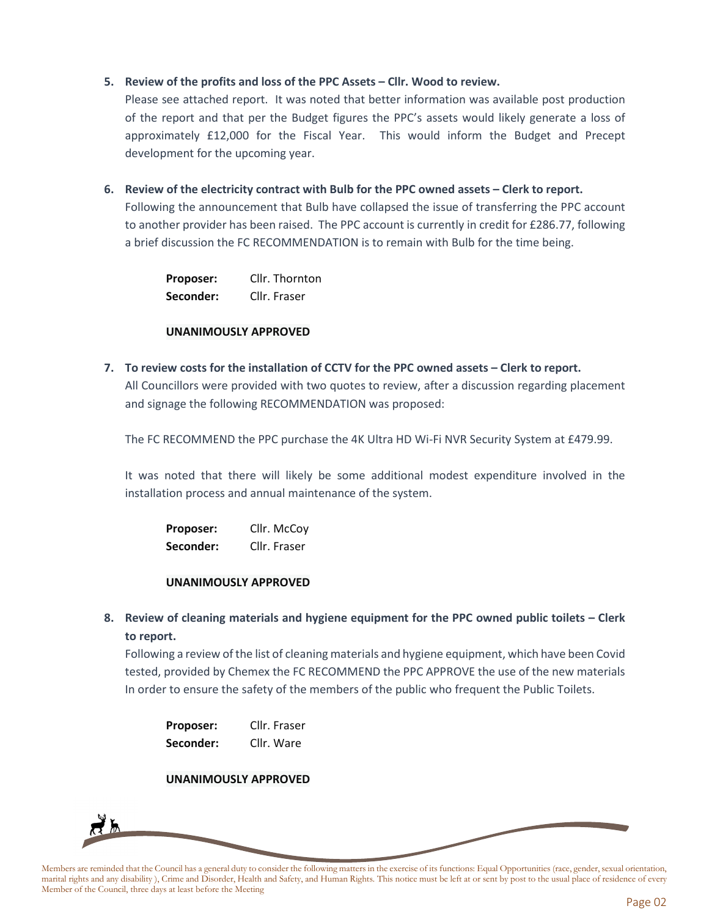**5. Review of the profits and loss of the PPC Assets – Cllr. Wood to review.**

Please see attached report. It was noted that better information was available post production of the report and that per the Budget figures the PPC's assets would likely generate a loss of approximately £12,000 for the Fiscal Year. This would inform the Budget and Precept development for the upcoming year.

**6. Review of the electricity contract with Bulb for the PPC owned assets – Clerk to report.**

Following the announcement that Bulb have collapsed the issue of transferring the PPC account to another provider has been raised. The PPC account is currently in credit for £286.77, following a brief discussion the FC RECOMMENDATION is to remain with Bulb for the time being.

**Proposer:** Cllr. Thornton
**Seconder:** Cllr. Fraser

**UNANIMOUSLY APPROVED**

**7. To review costs for the installation of CCTV for the PPC owned assets – Clerk to report.**

All Councillors were provided with two quotes to review, after a discussion regarding placement and signage the following RECOMMENDATION was proposed:

The FC RECOMMEND the PPC purchase the 4K Ultra HD Wi-Fi NVR Security System at £479.99.

It was noted that there will likely be some additional modest expenditure involved in the installation process and annual maintenance of the system.

**Proposer:** Cllr. McCoy
**Seconder:** Cllr. Fraser

**UNANIMOUSLY APPROVED**

**8. Review of cleaning materials and hygiene equipment for the PPC owned public toilets – Clerk to report.**

Following a review of the list of cleaning materials and hygiene equipment, which have been Covid tested, provided by Chemex the FC RECOMMEND the PPC APPROVE the use of the new materials In order to ensure the safety of the members of the public who frequent the Public Toilets.

**Proposer:** Cllr. Fraser
**Seconder:** Cllr. Ware

**UNANIMOUSLY APPROVED**

Members are reminded that the Council has a general duty to consider the following matters in the exercise of its functions: Equal Opportunities (race, gender, sexual orientation, marital rights and any disability ), Crime and Disorder, Health and Safety, and Human Rights. This notice must be left at or sent by post to the usual place of residence of every Member of the Council, three days at least before the Meeting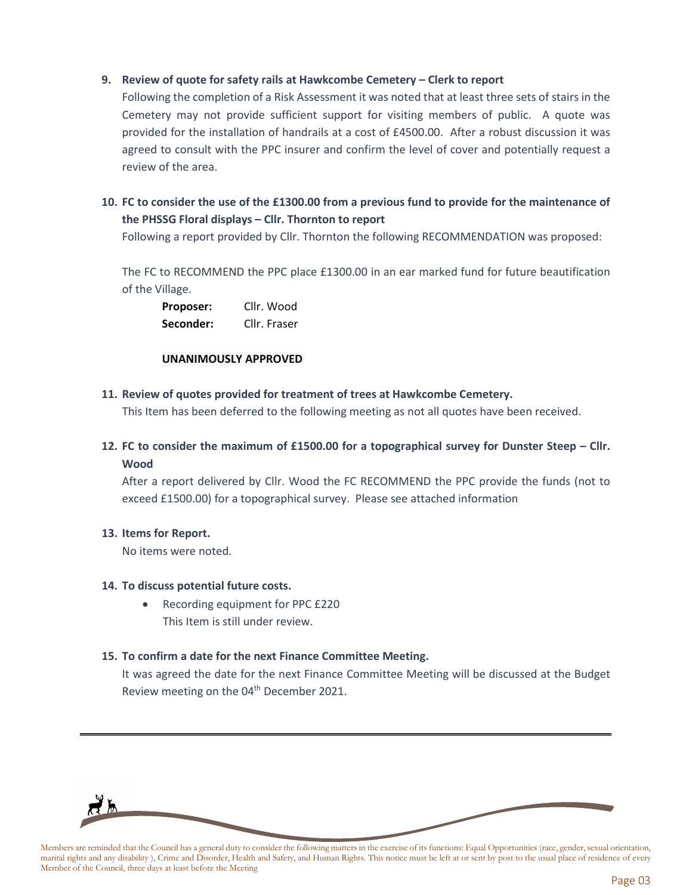**9. Review of quote for safety rails at Hawkcombe Cemetery – Clerk to report**

Following the completion of a Risk Assessment it was noted that at least three sets of stairs in the Cemetery may not provide sufficient support for visiting members of public. A quote was provided for the installation of handrails at a cost of £4500.00. After a robust discussion it was agreed to consult with the PPC insurer and confirm the level of cover and potentially request a review of the area.

**10. FC to consider the use of the £1300.00 from a previous fund to provide for the maintenance of the PHSSG Floral displays – Cllr. Thornton to report**

Following a report provided by Cllr. Thornton the following RECOMMENDATION was proposed:

The FC to RECOMMEND the PPC place £1300.00 in an ear marked fund for future beautification of the Village.

**Proposer:** Cllr. Wood
**Seconder:** Cllr. Fraser

**UNANIMOUSLY APPROVED**

**11. Review of quotes provided for treatment of trees at Hawkcombe Cemetery.**

This Item has been deferred to the following meeting as not all quotes have been received.

**12. FC to consider the maximum of £1500.00 for a topographical survey for Dunster Steep – Cllr. Wood**

After a report delivered by Cllr. Wood the FC RECOMMEND the PPC provide the funds (not to exceed £1500.00) for a topographical survey. Please see attached information

**13. Items for Report.**

No items were noted.

**14. To discuss potential future costs.**

- Recording equipment for PPC £220
  This Item is still under review.

**15. To confirm a date for the next Finance Committee Meeting.**

It was agreed the date for the next Finance Committee Meeting will be discussed at the Budget Review meeting on the 04th December 2021.

---

Members are reminded that the Council has a general duty to consider the following matters in the exercise of its functions: Equal Opportunities (race, gender, sexual orientation, marital rights and any disability ), Crime and Disorder, Health and Safety, and Human Rights. This notice must be left at or sent by post to the usual place of residence of every Member of the Council, three days at least before the Meeting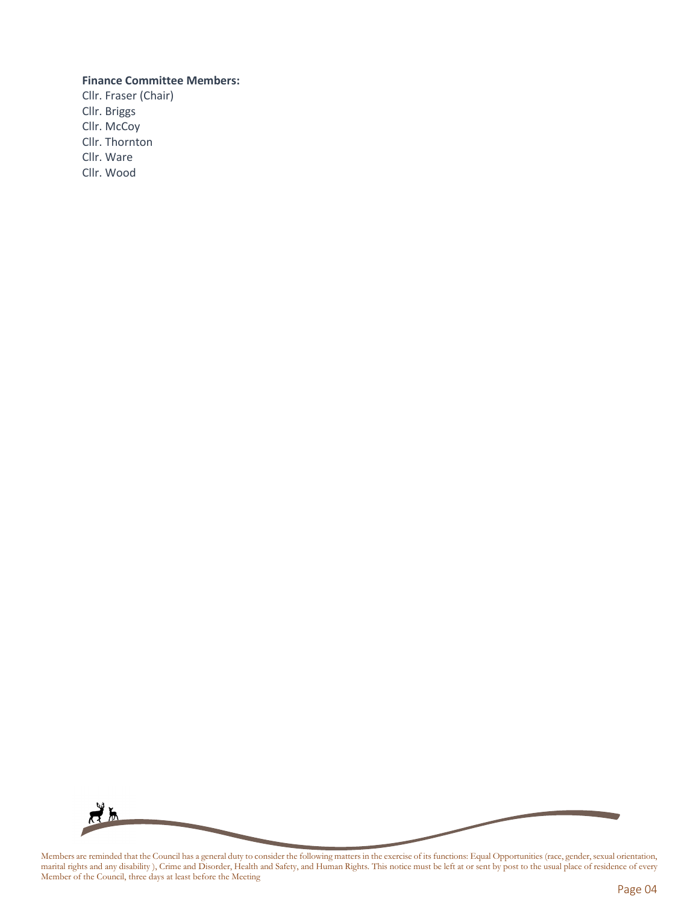**Finance Committee Members:**

Cllr. Fraser (Chair)
Cllr. Briggs
Cllr. McCoy
Cllr. Thornton
Cllr. Ware
Cllr. Wood